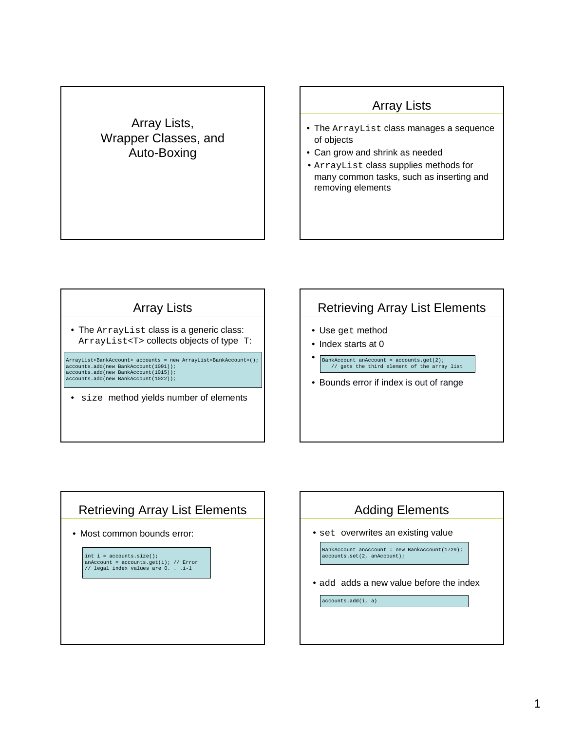# Array Lists, Wrapper Classes, and Auto-Boxing

## Array Lists

- The `ArrayList` class manages a sequence of objects
- Can grow and shrink as needed
- `ArrayList` class supplies methods for many common tasks, such as inserting and removing elements

## Array Lists

- The `ArrayList` class is a generic class: `ArrayList<T>` collects objects of type `T`:

```
ArrayList<BankAccount> accounts = new ArrayList<BankAccount>();
accounts.add(new BankAccount(1001));
accounts.add(new BankAccount(1015));
accounts.add(new BankAccount(1022));
```

- `size` method yields number of elements

## Retrieving Array List Elements

- Use `get` method
- Index starts at 0
- ```
  BankAccount anAccount = accounts.get(2);
     // gets the third element of the array list
  ```
- Bounds error if index is out of range

## Retrieving Array List Elements

- Most common bounds error:

```
int i = accounts.size();
anAccount = accounts.get(i); // Error
// legal index values are 0. . .i-1
```

## Adding Elements

- `set` overwrites an existing value

```
BankAccount anAccount = new BankAccount(1729);
accounts.set(2, anAccount);
```

- `add` adds a new value before the index

```
accounts.add(i, a)
```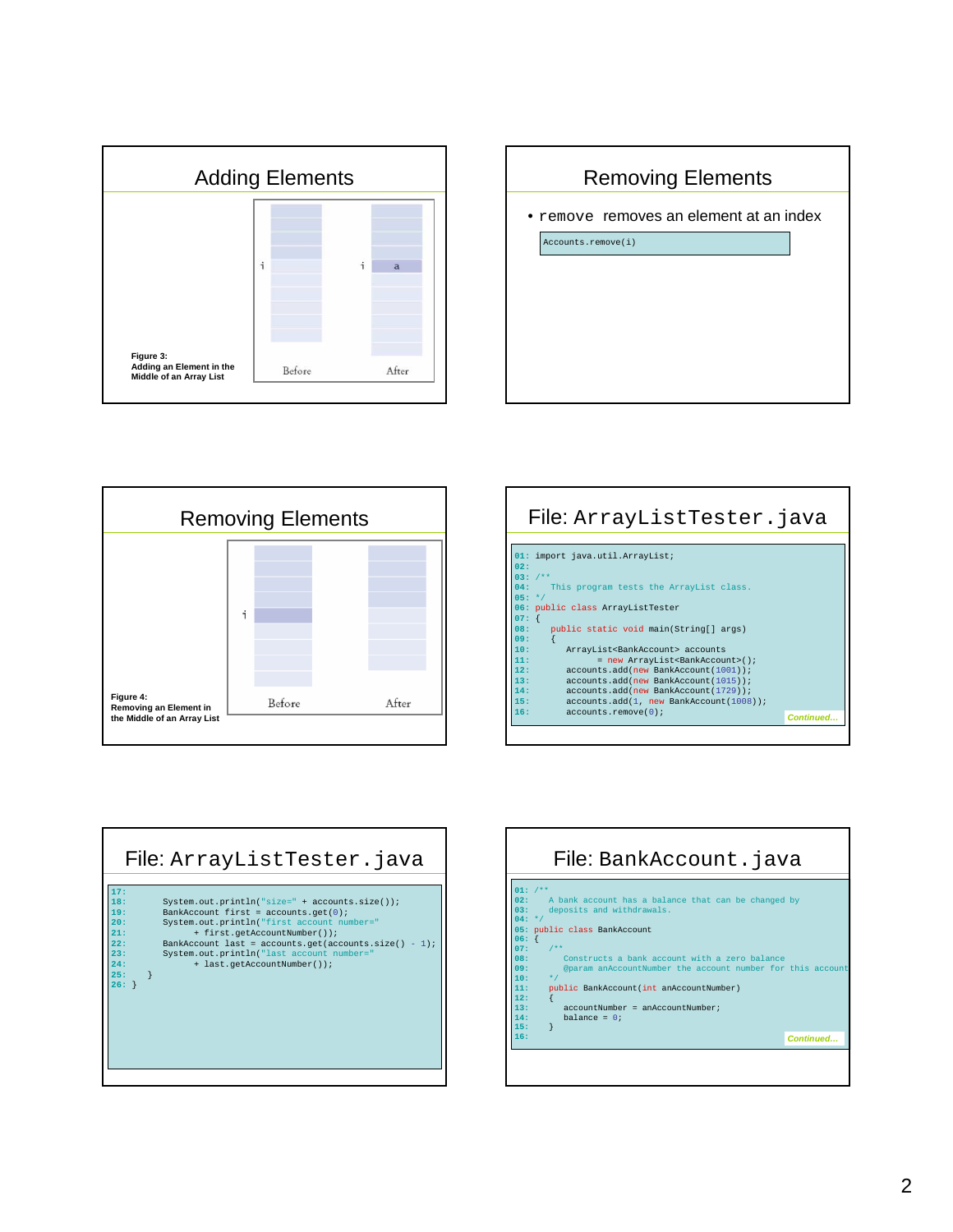## Adding Elements

Figure 3: Adding an Element in the Middle of an Array List

## Removing Elements

- `remove` removes an element at an index

```
Accounts.remove(i)
```

## Removing Elements

Figure 4: Removing an Element in the Middle of an Array List

## File: ArrayListTester.java

```
01: import java.util.ArrayList;
02: 
03: /**
04:    This program tests the ArrayList class.
05: */
06: public class ArrayListTester
07: {
08:    public static void main(String[] args)
09:    {
10:       ArrayList<BankAccount> accounts
11:             = new ArrayList<BankAccount>();
12:       accounts.add(new BankAccount(1001));
13:       accounts.add(new BankAccount(1015));
14:       accounts.add(new BankAccount(1729));
15:       accounts.add(1, new BankAccount(1008));
16:       accounts.remove(0);
```

*Continued…*

## File: ArrayListTester.java

```
17: 
18:       System.out.println("size=" + accounts.size());
19:       BankAccount first = accounts.get(0);
20:       System.out.println("first account number="
21:             + first.getAccountNumber());
22:       BankAccount last = accounts.get(accounts.size() - 1);
23:       System.out.println("last account number="
24:             + last.getAccountNumber());
25:    }
26: }
```

## File: BankAccount.java

```
01: /**
02:    A bank account has a balance that can be changed by
03:    deposits and withdrawals.
04: */
05: public class BankAccount
06: {
07:    /**
08:       Constructs a bank account with a zero balance
09:       @param anAccountNumber the account number for this account
10:    */
11:    public BankAccount(int anAccountNumber)
12:    {
13:       accountNumber = anAccountNumber;
14:       balance = 0;
15:    }
16: 
```

*Continued…*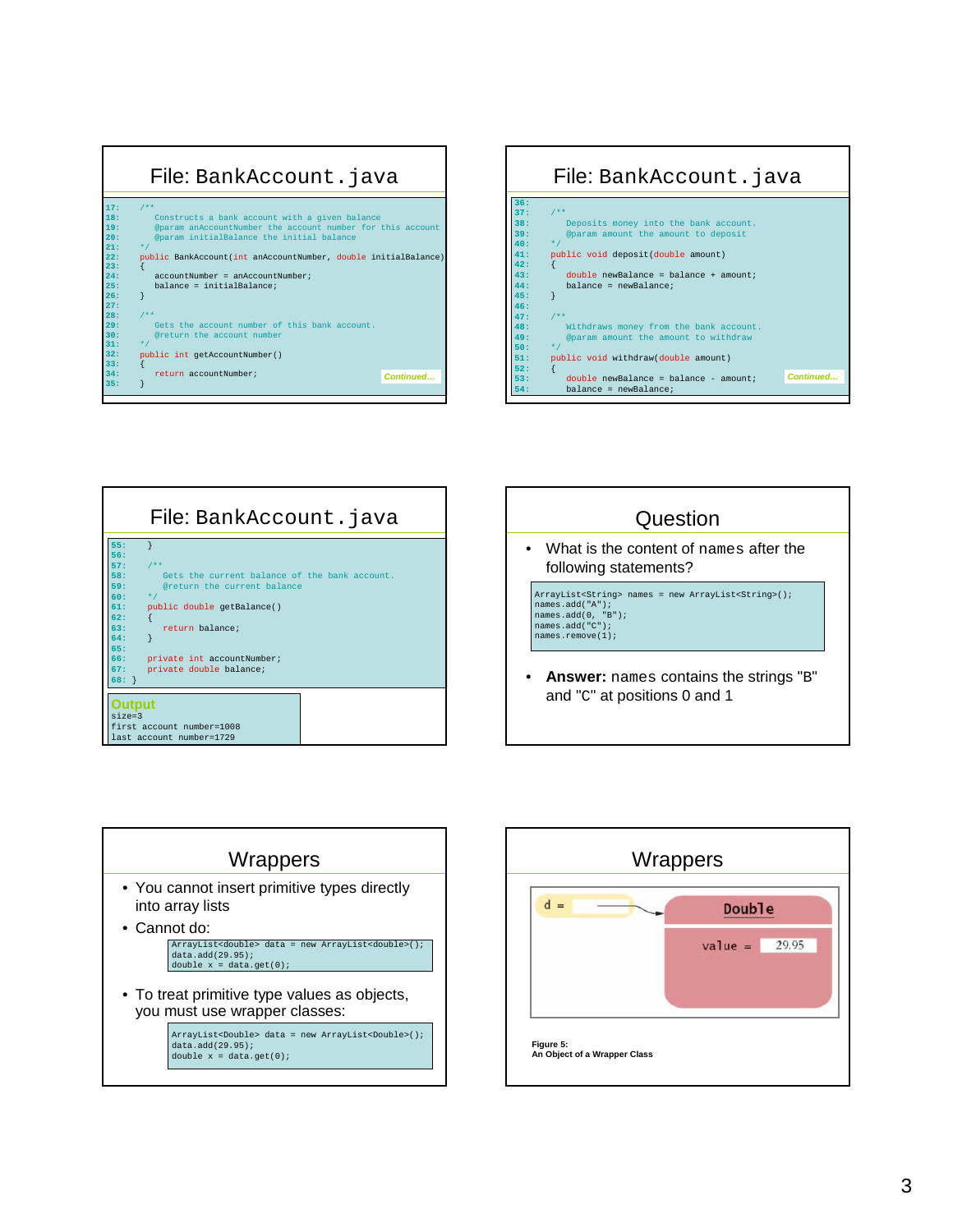## File: BankAccount.java

```java
17:    /**
18:       Constructs a bank account with a given balance
19:       @param anAccountNumber the account number for this account
20:       @param initialBalance the initial balance
21:    */
22:    public BankAccount(int anAccountNumber, double initialBalance)
23:    {
24:       accountNumber = anAccountNumber;
25:       balance = initialBalance;
26:    }
27:
28:    /**
29:       Gets the account number of this bank account.
30:       @return the account number
31:    */
32:    public int getAccountNumber()
33:    {
34:       return accountNumber;
35:    }
```

*Continued...*

## File: BankAccount.java

```java
36:
37:    /**
38:       Deposits money into the bank account.
39:       @param amount the amount to deposit
40:    */
41:    public void deposit(double amount)
42:    {
43:       double newBalance = balance + amount;
44:       balance = newBalance;
45:    }
46:
47:    /**
48:       Withdraws money from the bank account.
49:       @param amount the amount to withdraw
50:    */
51:    public void withdraw(double amount)
52:    {
53:       double newBalance = balance - amount;
54:       balance = newBalance;
```

*Continued...*

## File: BankAccount.java

```java
55:    }
56:
57:    /**
58:       Gets the current balance of the bank account.
59:       @return the current balance
60:    */
61:    public double getBalance()
62:    {
63:       return balance;
64:    }
65:
66:    private int accountNumber;
67:    private double balance;
68: }
```

**Output**

```
size=3
first account number=1008
last account number=1729
```

## Question

- What is the content of names after the following statements?

```java
ArrayList<String> names = new ArrayList<String>();
names.add("A");
names.add(0, "B");
names.add("C");
names.remove(1);
```

- **Answer:** names contains the strings "B" and "C" at positions 0 and 1

## Wrappers

- You cannot insert primitive types directly into array lists
- Cannot do:

```java
ArrayList<double> data = new ArrayList<double>();
data.add(29.95);
double x = data.get(0);
```

- To treat primitive type values as objects, you must use wrapper classes:

```java
ArrayList<Double> data = new ArrayList<Double>();
data.add(29.95);
double x = data.get(0);
```

## Wrappers

d =

Double

value = 29.95

**Figure 5:**
**An Object of a Wrapper Class**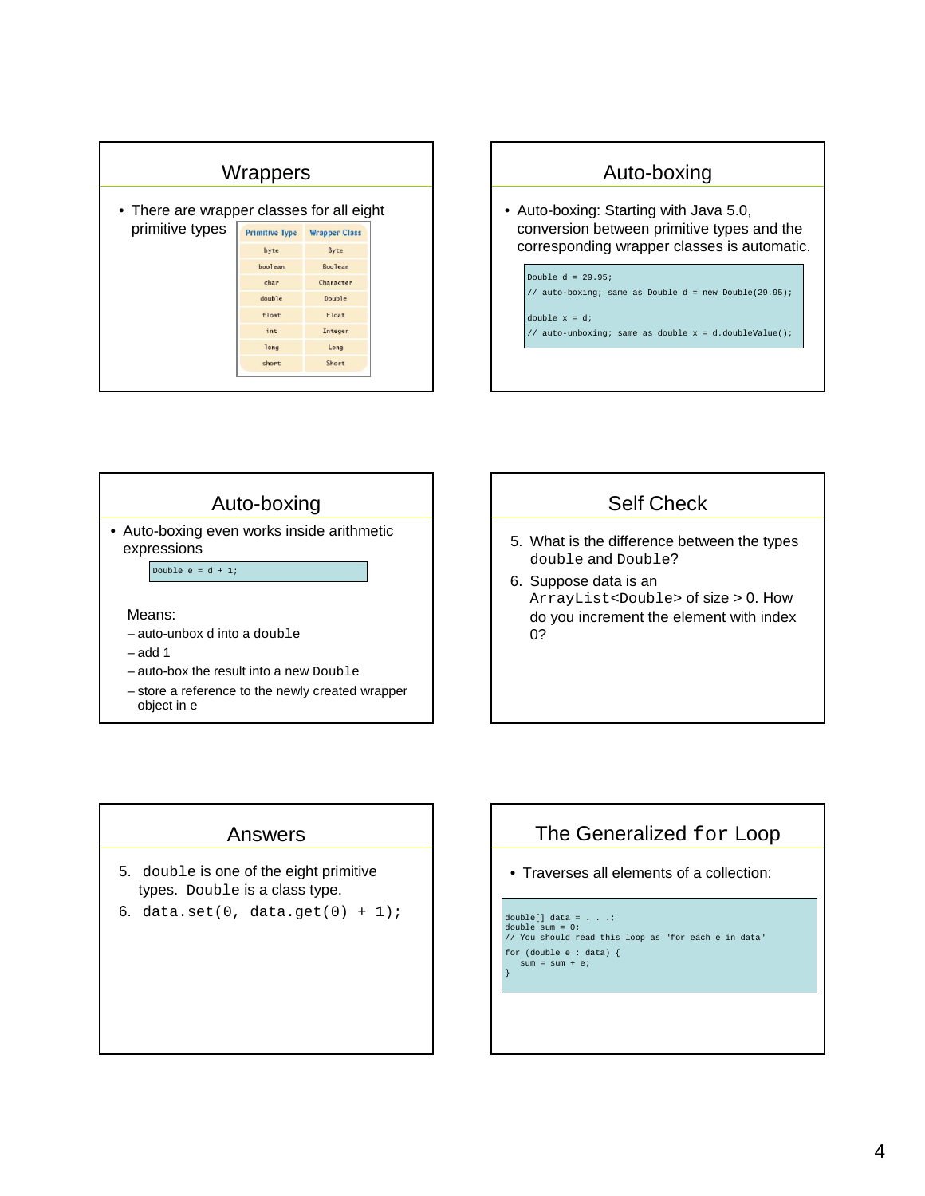## Wrappers

- There are wrapper classes for all eight primitive types

| Primitive Type | Wrapper Class |
|---|---|
| byte | Byte |
| boolean | Boolean |
| char | Character |
| double | Double |
| float | Float |
| int | Integer |
| long | Long |
| short | Short |

## Auto-boxing

- Auto-boxing: Starting with Java 5.0, conversion between primitive types and the corresponding wrapper classes is automatic.

```
Double d = 29.95;
// auto-boxing; same as Double d = new Double(29.95);

double x = d;
// auto-unboxing; same as double x = d.doubleValue();
```

## Auto-boxing

- Auto-boxing even works inside arithmetic expressions

```
Double e = d + 1;
```

Means:

- auto-unbox d into a `double`
- add 1
- auto-box the result into a new `Double`
- store a reference to the newly created wrapper object in e

## Self Check

5. What is the difference between the types `double` and `Double`?
6. Suppose data is an `ArrayList<Double>` of size > 0. How do you increment the element with index 0?

## Answers

5. `double` is one of the eight primitive types. `Double` is a class type.
6. `data.set(0, data.get(0) + 1);`

## The Generalized `for` Loop

- Traverses all elements of a collection:

```
double[] data = . . .;
double sum = 0;
// You should read this loop as "for each e in data"
for (double e : data) {
   sum = sum + e;
}
```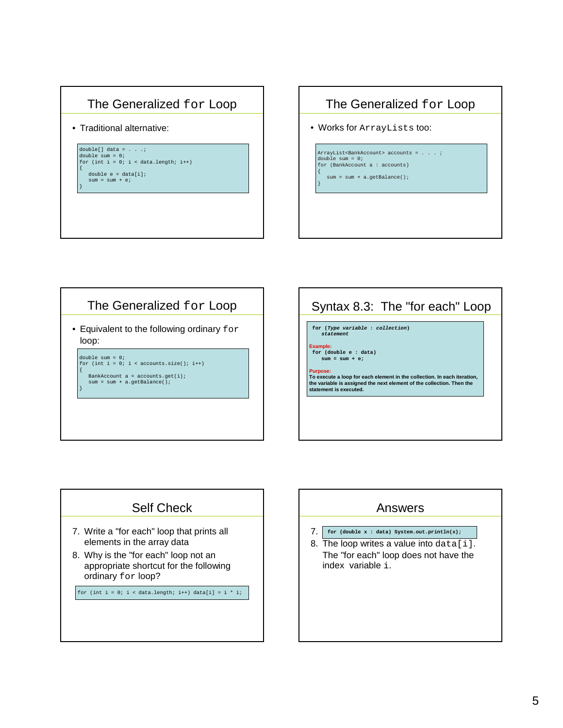## The Generalized `for` Loop

- Traditional alternative:

```
double[] data = . . .;
double sum = 0;
for (int i = 0; i < data.length; i++)
{
   double e = data[i];
   sum = sum + e;
}
```

## The Generalized `for` Loop

- Works for `ArrayLists` too:

```
ArrayList<BankAccount> accounts = . . . ;
double sum = 0;
for (BankAccount a : accounts)
{
   sum = sum + a.getBalance();
}
```

## The Generalized `for` Loop

- Equivalent to the following ordinary `for` loop:

```
double sum = 0;
for (int i = 0; i < accounts.size(); i++)
{
   BankAccount a = accounts.get(i);
   sum = sum + a.getBalance();
}
```

## Syntax 8.3: The "for each" Loop

```
for (Type variable : collection)
   statement
```

**Example:**

```
for (double e : data)
   sum = sum + e;
```

**Purpose:**
To execute a loop for each element in the collection. In each iteration, the variable is assigned the next element of the collection. Then the statement is executed.

## Self Check

7. Write a "for each" loop that prints all elements in the array data
8. Why is the "for each" loop not an appropriate shortcut for the following ordinary `for` loop?

```
for (int i = 0; i < data.length; i++) data[i] = i * i;
```

## Answers

7. 
```
for (double x : data) System.out.println(x);
```
8. The loop writes a value into `data[i]`. The "for each" loop does not have the index variable `i`.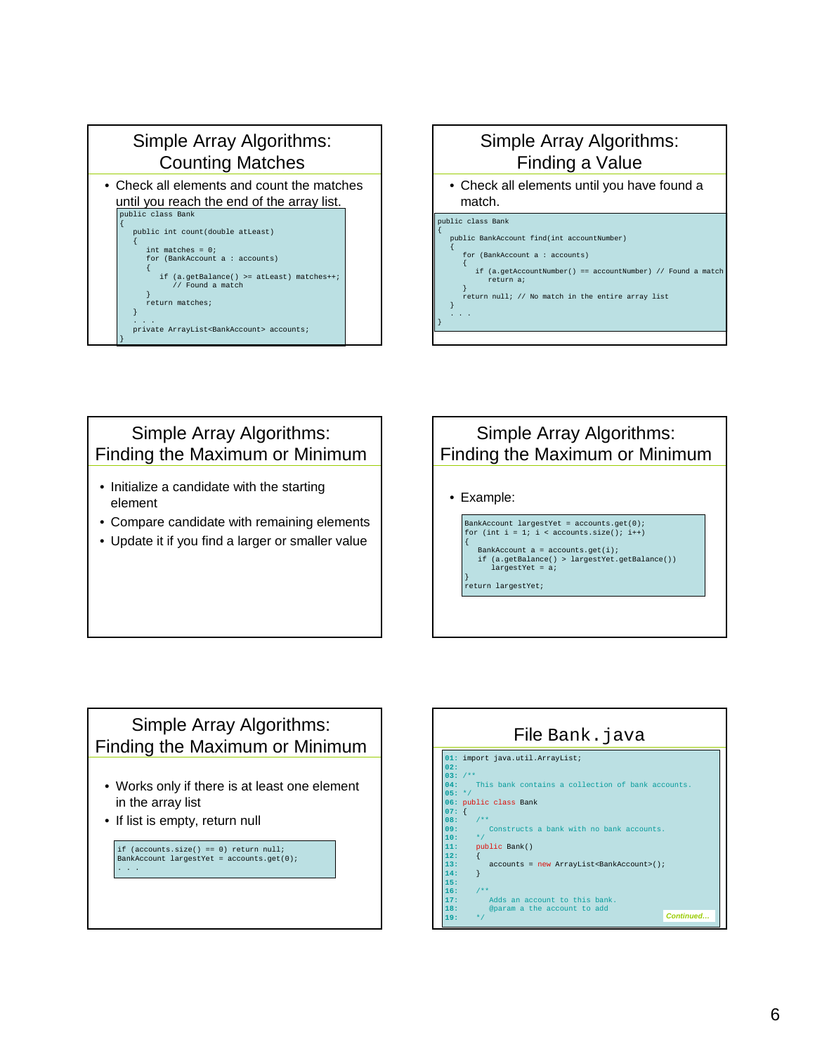## Simple Array Algorithms: Counting Matches

- Check all elements and count the matches until you reach the end of the array list.

```
public class Bank
{
   public int count(double atLeast)
   {
      int matches = 0;
      for (BankAccount a : accounts)
      {
         if (a.getBalance() >= atLeast) matches++;
            // Found a match
      }
      return matches;
   }
   . . .
   private ArrayList<BankAccount> accounts;
}
```

## Simple Array Algorithms: Finding a Value

- Check all elements until you have found a match.

```
public class Bank
{
   public BankAccount find(int accountNumber)
   {
      for (BankAccount a : accounts)
      {
         if (a.getAccountNumber() == accountNumber) // Found a match
            return a;
      }
      return null; // No match in the entire array list
   }
   . . .
}
```

## Simple Array Algorithms: Finding the Maximum or Minimum

- Initialize a candidate with the starting element
- Compare candidate with remaining elements
- Update it if you find a larger or smaller value

## Simple Array Algorithms: Finding the Maximum or Minimum

- Example:

```
BankAccount largestYet = accounts.get(0);
for (int i = 1; i < accounts.size(); i++)
{
   BankAccount a = accounts.get(i);
   if (a.getBalance() > largestYet.getBalance())
      largestYet = a;
}
return largestYet;
```

## Simple Array Algorithms: Finding the Maximum or Minimum

- Works only if there is at least one element in the array list
- If list is empty, return null

```
if (accounts.size() == 0) return null;
BankAccount largestYet = accounts.get(0);
. . .
```

## File `Bank.java`

```
01: import java.util.ArrayList;
02: 
03: /**
04:    This bank contains a collection of bank accounts.
05: */
06: public class Bank
07: {
08:    /**
09:       Constructs a bank with no bank accounts.
10:    */
11:    public Bank()
12:    {
13:       accounts = new ArrayList<BankAccount>();
14:    }
15: 
16:    /**
17:       Adds an account to this bank.
18:       @param a the account to add
19:    */
```

*Continued…*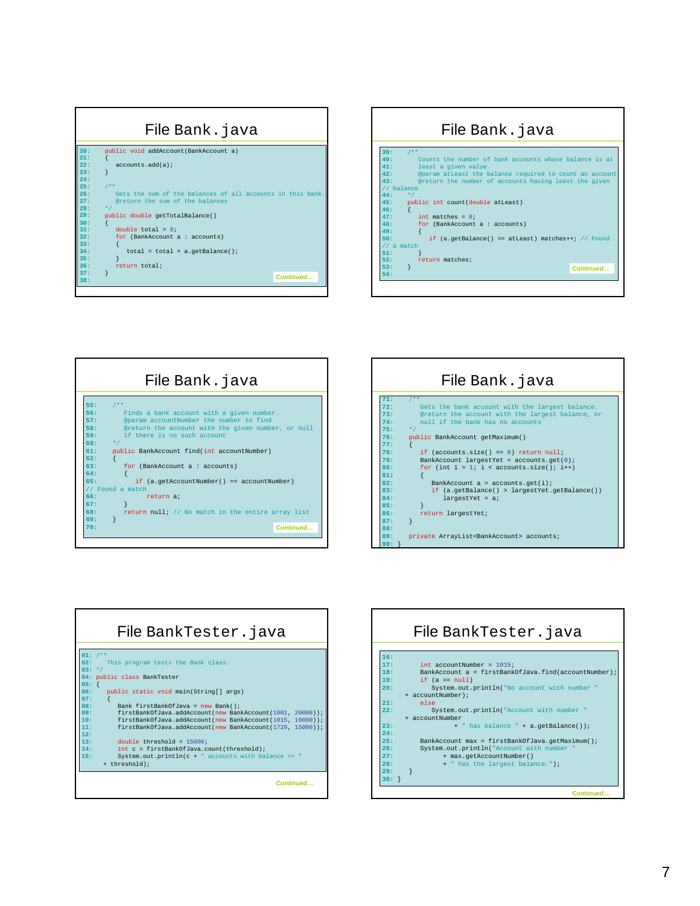## File Bank.java

```
20:    public void addAccount(BankAccount a)
21:    {
22:       accounts.add(a);
23:    }
24:
25:    /**
26:       Gets the sum of the balances of all accounts in this bank.
27:       @return the sum of the balances
28:    */
29:    public double getTotalBalance()
30:    {
31:       double total = 0;
32:       for (BankAccount a : accounts)
33:       {
34:          total = total + a.getBalance();
35:       }
36:       return total;
37:    }
38:
```

*Continued…*

## File Bank.java

```
39:    /**
40:       Counts the number of bank accounts whose balance is at
41:       least a given value.
42:       @param atLeast the balance required to count an account
43:       @return the number of accounts having least the given
// balance
44:    */
45:    public int count(double atLeast)
46:    {
47:       int matches = 0;
48:       for (BankAccount a : accounts)
49:       {
50:          if (a.getBalance() >= atLeast) matches++; // Found
// a match
51:       }
52:       return matches;
53:    }
54:
```

*Continued…*

## File Bank.java

```
55:    /**
56:       Finds a bank account with a given number.
57:       @param accountNumber the number to find
58:       @return the account with the given number, or null
59:       if there is no such account
60:    */
61:    public BankAccount find(int accountNumber)
62:    {
63:       for (BankAccount a : accounts)
64:       {
65:          if (a.getAccountNumber() == accountNumber)
// Found a match
66:             return a;
67:       }
68:       return null; // No match in the entire array list
69:    }
70:
```

*Continued…*

## File Bank.java

```
71:    /**
72:       Gets the bank account with the largest balance.
73:       @return the account with the largest balance, or
74:       null if the bank has no accounts
75:    */
76:    public BankAccount getMaximum()
77:    {
78:       if (accounts.size() == 0) return null;
79:       BankAccount largestYet = accounts.get(0);
80:       for (int i = 1; i < accounts.size(); i++)
81:       {
82:          BankAccount a = accounts.get(i);
83:          if (a.getBalance() > largestYet.getBalance())
84:             largestYet = a;
85:       }
86:       return largestYet;
87:    }
88:
89:    private ArrayList<BankAccount> accounts;
90: }
```

## File BankTester.java

```
01: /**
02:    This program tests the Bank class.
03: */
04: public class BankTester
05: {
06:    public static void main(String[] args)
07:    {
08:       Bank firstBankOfJava = new Bank();
09:       firstBankOfJava.addAccount(new BankAccount(1001, 20000));
10:       firstBankOfJava.addAccount(new BankAccount(1015, 10000));
11:       firstBankOfJava.addAccount(new BankAccount(1729, 15000));
12:
13:       double threshold = 15000;
14:       int c = firstBankOfJava.count(threshold);
15:       System.out.println(c + " accounts with balance >= "
   + threshold);
```

*Continued…*

## File BankTester.java

```
16:
17:       int accountNumber = 1015;
18:       BankAccount a = firstBankOfJava.find(accountNumber);
19:       if (a == null)
20:          System.out.println("No account with number "
   + accountNumber);
21:       else
22:          System.out.println("Account with number "
   + accountNumber
23:                + " has balance " + a.getBalance());
24:
25:       BankAccount max = firstBankOfJava.getMaximum();
26:       System.out.println("Account with number "
27:             + max.getAccountNumber()
28:             + " has the largest balance.");
29:    }
30: }
```

*Continued…*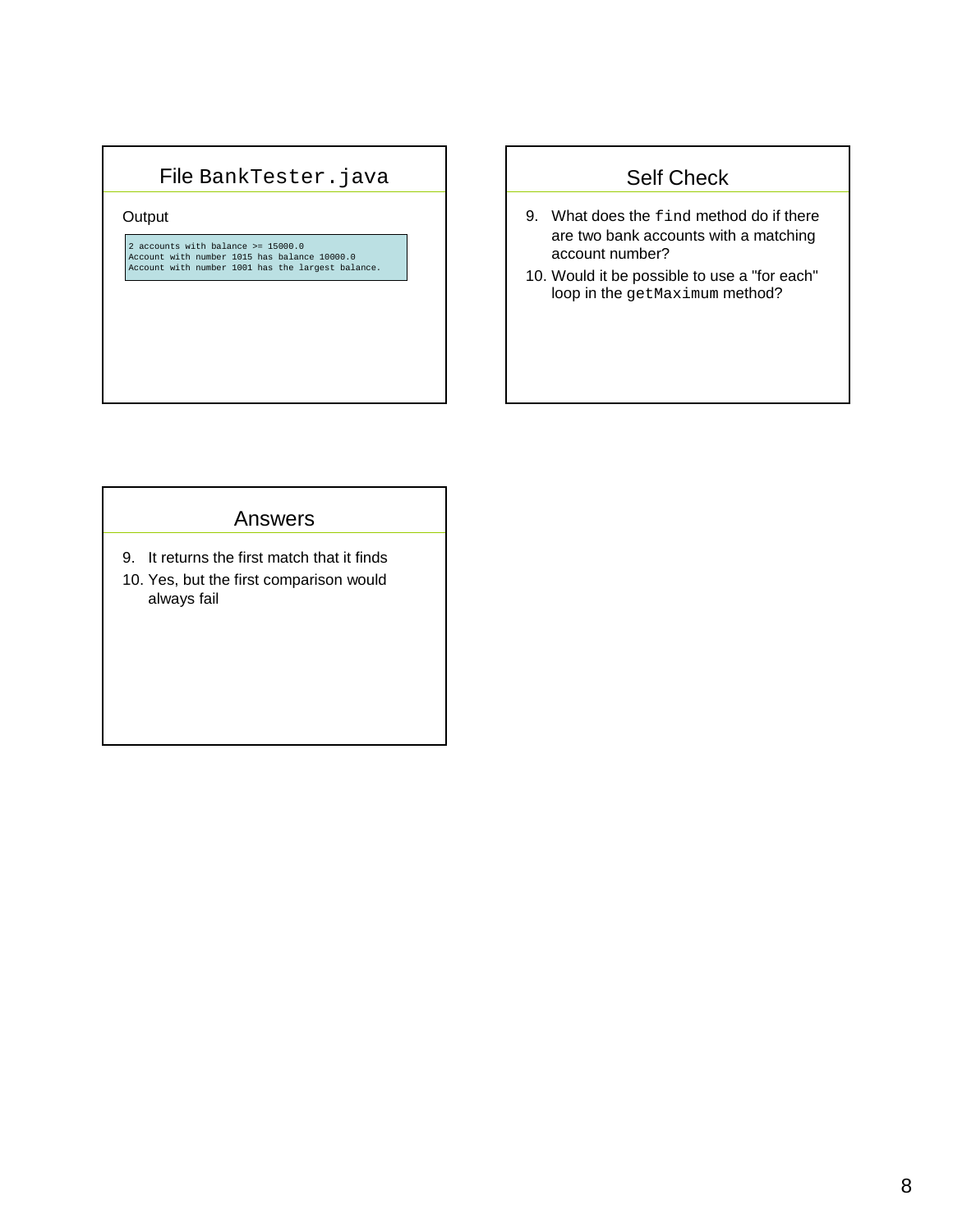## File `BankTester.java`

Output

```
2 accounts with balance >= 15000.0
Account with number 1015 has balance 10000.0
Account with number 1001 has the largest balance.
```

## Self Check

9. What does the `find` method do if there are two bank accounts with a matching account number?
10. Would it be possible to use a "for each" loop in the `getMaximum` method?

## Answers

9. It returns the first match that it finds
10. Yes, but the first comparison would always fail